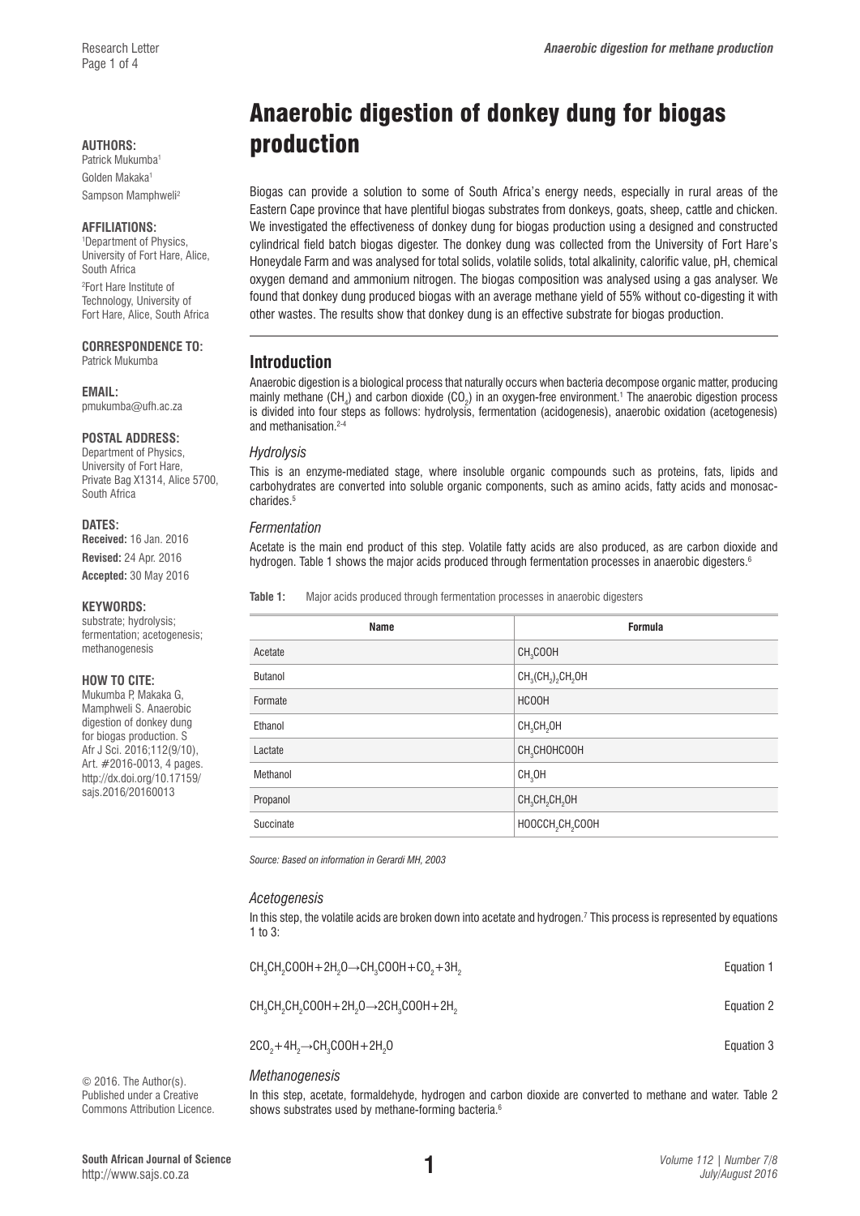# Anaerobic digestion of donkey dung for biogas production

**AUTHORS:**
Patrick Mukumba[1]
Golden Makaka[1]
Sampson Mamphweli[2]

**AFFILIATIONS:**
[1]Department of Physics, University of Fort Hare, Alice, South Africa
[2]Fort Hare Institute of Technology, University of Fort Hare, Alice, South Africa

**CORRESPONDENCE TO:**
Patrick Mukumba

**EMAIL:**
pmukumba@ufh.ac.za

**POSTAL ADDRESS:**
Department of Physics, University of Fort Hare, Private Bag X1314, Alice 5700, South Africa

**DATES:**
**Received:** 16 Jan. 2016
**Revised:** 24 Apr. 2016
**Accepted:** 30 May 2016

**KEYWORDS:**
substrate; hydrolysis; fermentation; acetogenesis; methanogenesis

**HOW TO CITE:**
Mukumba P, Makaka G, Mamphweli S. Anaerobic digestion of donkey dung for biogas production. S Afr J Sci. 2016;112(9/10), Art. #2016-0013, 4 pages. http://dx.doi.org/10.17159/sajs.2016/20160013

© 2016. The Author(s). Published under a Creative Commons Attribution Licence.

Biogas can provide a solution to some of South Africa's energy needs, especially in rural areas of the Eastern Cape province that have plentiful biogas substrates from donkeys, goats, sheep, cattle and chicken. We investigated the effectiveness of donkey dung for biogas production using a designed and constructed cylindrical field batch biogas digester. The donkey dung was collected from the University of Fort Hare's Honeydale Farm and was analysed for total solids, volatile solids, total alkalinity, calorific value, pH, chemical oxygen demand and ammonium nitrogen. The biogas composition was analysed using a gas analyser. We found that donkey dung produced biogas with an average methane yield of 55% without co-digesting it with other wastes. The results show that donkey dung is an effective substrate for biogas production.

## Introduction

Anaerobic digestion is a biological process that naturally occurs when bacteria decompose organic matter, producing mainly methane ($CH_4$) and carbon dioxide ($CO_2$) in an oxygen-free environment.[1] The anaerobic digestion process is divided into four steps as follows: hydrolysis, fermentation (acidogenesis), anaerobic oxidation (acetogenesis) and methanisation.[2-4]

### *Hydrolysis*

This is an enzyme-mediated stage, where insoluble organic compounds such as proteins, fats, lipids and carbohydrates are converted into soluble organic components, such as amino acids, fatty acids and monosaccharides.[5]

### *Fermentation*

Acetate is the main end product of this step. Volatile fatty acids are also produced, as are carbon dioxide and hydrogen. Table 1 shows the major acids produced through fermentation processes in anaerobic digesters.[6]

**Table 1:** Major acids produced through fermentation processes in anaerobic digesters

| Name | Formula |
|---|---|
| Acetate | $CH_3COOH$ |
| Butanol | $CH_3(CH_2)_2CH_2OH$ |
| Formate | $HCOOH$ |
| Ethanol | $CH_3CH_2OH$ |
| Lactate | $CH_3CHOHCOOH$ |
| Methanol | $CH_3OH$ |
| Propanol | $CH_3CH_2CH_2OH$ |
| Succinate | $HOOCCH_2CH_2COOH$ |

*Source: Based on information in Gerardi MH, 2003*

### *Acetogenesis*

In this step, the volatile acids are broken down into acetate and hydrogen.[7] This process is represented by equations 1 to 3:

$$CH_3CH_2COOH + 2H_2O \rightarrow CH_3COOH + CO_2 + 3H_2 \quad \text{Equation 1}$$

$$CH_3CH_2CH_2COOH + 2H_2O \rightarrow 2CH_3COOH + 2H_2 \quad \text{Equation 2}$$

$$2CO_2 + 4H_2 \rightarrow CH_3COOH + 2H_2O \quad \text{Equation 3}$$

### *Methanogenesis*

In this step, acetate, formaldehyde, hydrogen and carbon dioxide are converted to methane and water. Table 2 shows substrates used by methane-forming bacteria.[6]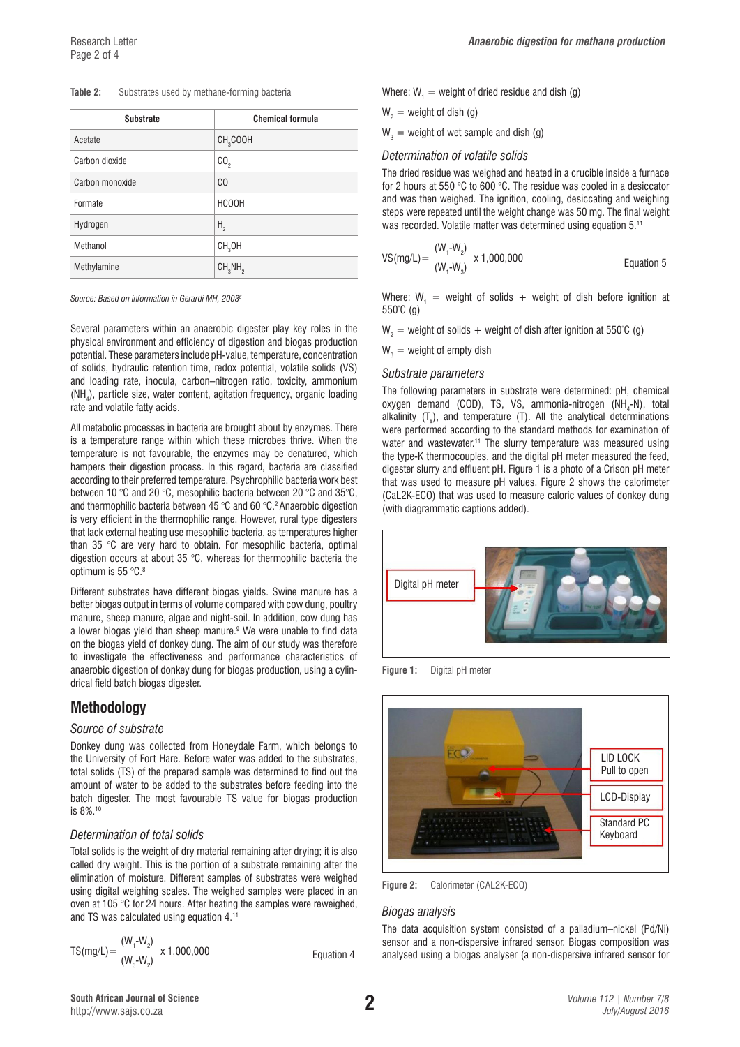**Table 2:** Substrates used by methane-forming bacteria

| Substrate | Chemical formula |
|---|---|
| Acetate | $CH_3COOH$ |
| Carbon dioxide | $CO_2$ |
| Carbon monoxide | CO |
| Formate | HCOOH |
| Hydrogen | $H_2$ |
| Methanol | $CH_3OH$ |
| Methylamine | $CH_3NH_2$ |

*Source: Based on information in Gerardi MH, 2003*[6]

Several parameters within an anaerobic digester play key roles in the physical environment and efficiency of digestion and biogas production potential. These parameters include pH-value, temperature, concentration of solids, hydraulic retention time, redox potential, volatile solids (VS) and loading rate, inocula, carbon–nitrogen ratio, toxicity, ammonium ($NH_4$), particle size, water content, agitation frequency, organic loading rate and volatile fatty acids.

All metabolic processes in bacteria are brought about by enzymes. There is a temperature range within which these microbes thrive. When the temperature is not favourable, the enzymes may be denatured, which hampers their digestion process. In this regard, bacteria are classified according to their preferred temperature. Psychrophilic bacteria work best between 10 °C and 20 °C, mesophilic bacteria between 20 °C and 35°C, and thermophilic bacteria between 45 °C and 60 °C.[2] Anaerobic digestion is very efficient in the thermophilic range. However, rural type digesters that lack external heating use mesophilic bacteria, as temperatures higher than 35 °C are very hard to obtain. For mesophilic bacteria, optimal digestion occurs at about 35 °C, whereas for thermophilic bacteria the optimum is 55 °C.[8]

Different substrates have different biogas yields. Swine manure has a better biogas output in terms of volume compared with cow dung, poultry manure, sheep manure, algae and night-soil. In addition, cow dung has a lower biogas yield than sheep manure.[9] We were unable to find data on the biogas yield of donkey dung. The aim of our study was therefore to investigate the effectiveness and performance characteristics of anaerobic digestion of donkey dung for biogas production, using a cylindrical field batch biogas digester.

## Methodology

### *Source of substrate*

Donkey dung was collected from Honeydale Farm, which belongs to the University of Fort Hare. Before water was added to the substrates, total solids (TS) of the prepared sample was determined to find out the amount of water to be added to the substrates before feeding into the batch digester. The most favourable TS value for biogas production is 8%.[10]

### *Determination of total solids*

Total solids is the weight of dry material remaining after drying; it is also called dry weight. This is the portion of a substrate remaining after the elimination of moisture. Different samples of substrates were weighed using digital weighing scales. The weighed samples were placed in an oven at 105 °C for 24 hours. After heating the samples were reweighed, and TS was calculated using equation 4.[11]

$$TS(mg/L) = \frac{(W_1 - W_2)}{(W_3 - W_2)} \times 1{,}000{,}000 \qquad \text{Equation 4}$$

Where: $W_1$ = weight of dried residue and dish (g)

$W_2$ = weight of dish (g)

$W_3$ = weight of wet sample and dish (g)

### *Determination of volatile solids*

The dried residue was weighed and heated in a crucible inside a furnace for 2 hours at 550 °C to 600 °C. The residue was cooled in a desiccator and was then weighed. The ignition, cooling, desiccating and weighing steps were repeated until the weight change was 50 mg. The final weight was recorded. Volatile matter was determined using equation 5.[11]

$$VS(mg/L) = \frac{(W_1 - W_2)}{(W_1 - W_3)} \times 1{,}000{,}000 \qquad \text{Equation 5}$$

Where: $W_1$ = weight of solids + weight of dish before ignition at 550˚C (g)

$W_2$ = weight of solids + weight of dish after ignition at 550˚C (g)

$W_3$ = weight of empty dish

### *Substrate parameters*

The following parameters in substrate were determined: pH, chemical oxygen demand (COD), TS, VS, ammonia-nitrogen ($NH_4$-N), total alkalinity ($T_A$), and temperature (T). All the analytical determinations were performed according to the standard methods for examination of water and wastewater.[11] The slurry temperature was measured using the type-K thermocouples, and the digital pH meter measured the feed, digester slurry and effluent pH. Figure 1 is a photo of a Crison pH meter that was used to measure pH values. Figure 2 shows the calorimeter (CaL2K-ECO) that was used to measure caloric values of donkey dung (with diagrammatic captions added).

Digital pH meter

**Figure 1:** Digital pH meter

LID LOCK Pull to open

LCD-Display

Standard PC Keyboard

**Figure 2:** Calorimeter (CAL2K-ECO)

### *Biogas analysis*

The data acquisition system consisted of a palladium–nickel (Pd/Ni) sensor and a non-dispersive infrared sensor. Biogas composition was analysed using a biogas analyser (a non-dispersive infrared sensor for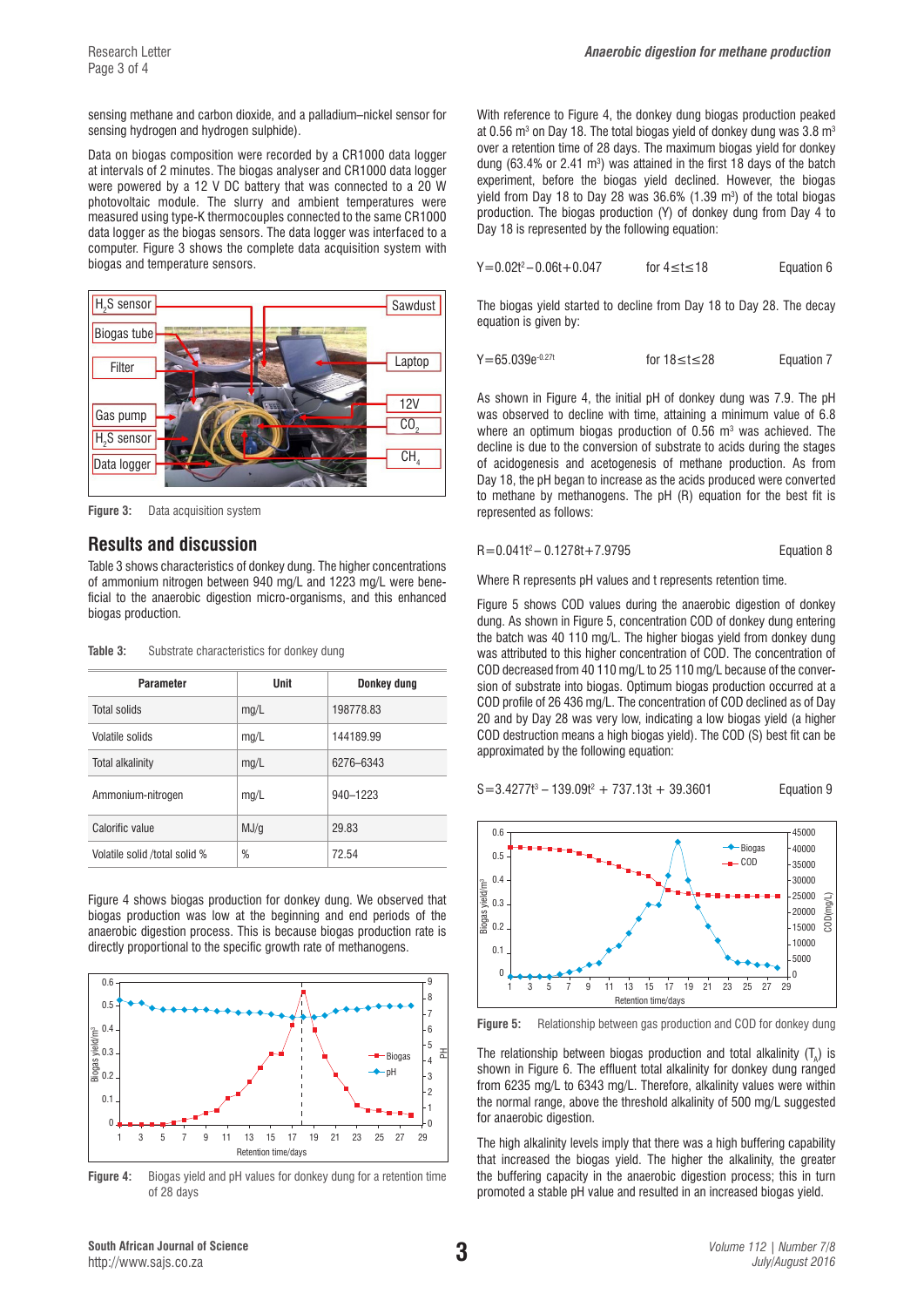sensing methane and carbon dioxide, and a palladium–nickel sensor for sensing hydrogen and hydrogen sulphide).

Data on biogas composition were recorded by a CR1000 data logger at intervals of 2 minutes. The biogas analyser and CR1000 data logger were powered by a 12 V DC battery that was connected to a 20 W photovoltaic module. The slurry and ambient temperatures were measured using type-K thermocouples connected to the same CR1000 data logger as the biogas sensors. The data logger was interfaced to a computer. Figure 3 shows the complete data acquisition system with biogas and temperature sensors.

**Figure 3:** Data acquisition system

## Results and discussion

Table 3 shows characteristics of donkey dung. The higher concentrations of ammonium nitrogen between 940 mg/L and 1223 mg/L were beneficial to the anaerobic digestion micro-organisms, and this enhanced biogas production.

**Table 3:** Substrate characteristics for donkey dung

| Parameter | Unit | Donkey dung |
|---|---|---|
| Total solids | mg/L | 198778.83 |
| Volatile solids | mg/L | 144189.99 |
| Total alkalinity | mg/L | 6276–6343 |
| Ammonium-nitrogen | mg/L | 940–1223 |
| Calorific value | MJ/g | 29.83 |
| Volatile solid /total solid % | % | 72.54 |

Figure 4 shows biogas production for donkey dung. We observed that biogas production was low at the beginning and end periods of the anaerobic digestion process. This is because biogas production rate is directly proportional to the specific growth rate of methanogens.

**Figure 4:** Biogas yield and pH values for donkey dung for a retention time of 28 days

With reference to Figure 4, the donkey dung biogas production peaked at 0.56 m$^3$ on Day 18. The total biogas yield of donkey dung was 3.8 m$^3$ over a retention time of 28 days. The maximum biogas yield for donkey dung (63.4% or 2.41 m$^3$) was attained in the first 18 days of the batch experiment, before the biogas yield declined. However, the biogas yield from Day 18 to Day 28 was 36.6% (1.39 m$^3$) of the total biogas production. The biogas production (Y) of donkey dung from Day 4 to Day 18 is represented by the following equation:

$$Y = 0.02t^2 - 0.06t + 0.047 \quad \text{for } 4 \leq t \leq 18 \qquad \text{Equation 6}$$

The biogas yield started to decline from Day 18 to Day 28. The decay equation is given by:

$$Y = 65.039e^{-0.27t} \quad \text{for } 18 \leq t \leq 28 \qquad \text{Equation 7}$$

As shown in Figure 4, the initial pH of donkey dung was 7.9. The pH was observed to decline with time, attaining a minimum value of 6.8 where an optimum biogas production of 0.56 m$^3$ was achieved. The decline is due to the conversion of substrate to acids during the stages of acidogenesis and acetogenesis of methane production. As from Day 18, the pH began to increase as the acids produced were converted to methane by methanogens. The pH (R) equation for the best fit is represented as follows:

$$R = 0.041t^2 - 0.1278t + 7.9795 \qquad \text{Equation 8}$$

Where R represents pH values and t represents retention time.

Figure 5 shows COD values during the anaerobic digestion of donkey dung. As shown in Figure 5, concentration COD of donkey dung entering the batch was 40 110 mg/L. The higher biogas yield from donkey dung was attributed to this higher concentration of COD. The concentration of COD decreased from 40 110 mg/L to 25 110 mg/L because of the conversion of substrate into biogas. Optimum biogas production occurred at a COD profile of 26 436 mg/L. The concentration of COD declined as of Day 20 and by Day 28 was very low, indicating a low biogas yield (a higher COD destruction means a high biogas yield). The COD (S) best fit can be approximated by the following equation:

$$S = 3.4277t^3 - 139.09t^2 + 737.13t + 39.3601 \qquad \text{Equation 9}$$

**Figure 5:** Relationship between gas production and COD for donkey dung

The relationship between biogas production and total alkalinity ($T_A$) is shown in Figure 6. The effluent total alkalinity for donkey dung ranged from 6235 mg/L to 6343 mg/L. Therefore, alkalinity values were within the normal range, above the threshold alkalinity of 500 mg/L suggested for anaerobic digestion.

The high alkalinity levels imply that there was a high buffering capability that increased the biogas yield. The higher the alkalinity, the greater the buffering capacity in the anaerobic digestion process; this in turn promoted a stable pH value and resulted in an increased biogas yield.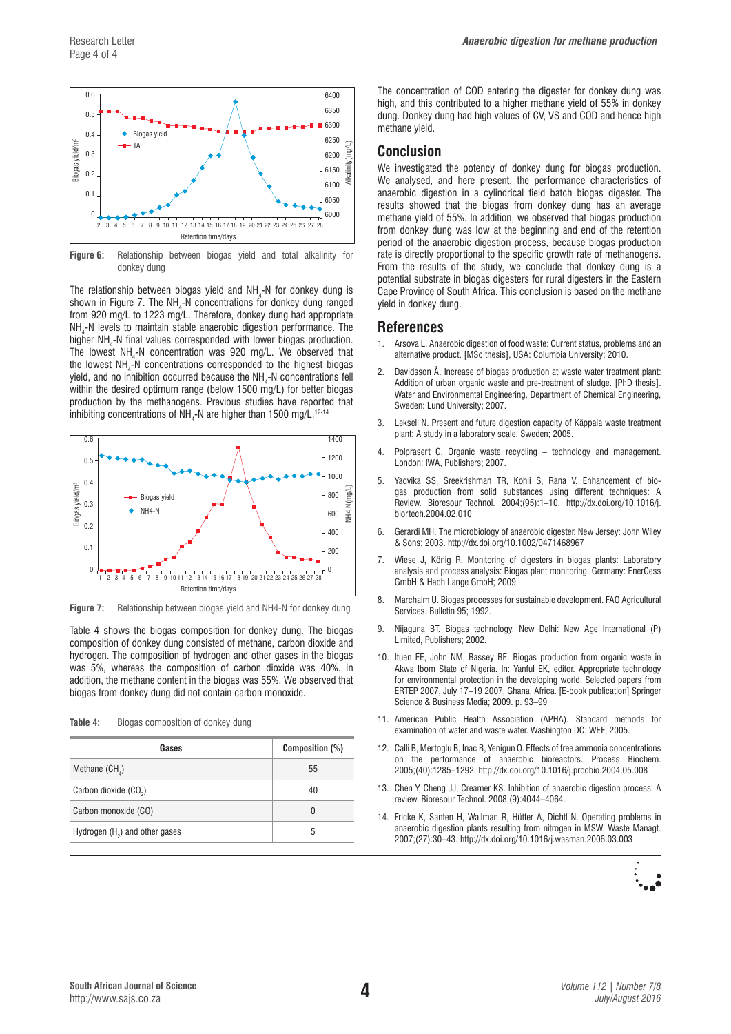0.6
0.5
0.4
0.3
0.2
0.1
0
Biogas yield/m³
6400
6350
6300
6250
6200
6150
6100
6050
6000
Alkalinity (mg/L)
Biogas yield
TA
2 3 4 5 6 7 8 9 10 11 12 13 14 15 16 17 18 19 20 21 22 23 24 25 26 27 28
Retention time/days

**Figure 6:** Relationship between biogas yield and total alkalinity for donkey dung

The relationship between biogas yield and $NH_4$-N for donkey dung is shown in Figure 7. The $NH_4$-N concentrations for donkey dung ranged from 920 mg/L to 1223 mg/L. Therefore, donkey dung had appropriate $NH_4$-N levels to maintain stable anaerobic digestion performance. The higher $NH_4$-N final values corresponded with lower biogas production. The lowest $NH_4$-N concentration was 920 mg/L. We observed that the lowest $NH_4$-N concentrations corresponded to the highest biogas yield, and no inhibition occurred because the $NH_4$-N concentrations fell within the desired optimum range (below 1500 mg/L) for better biogas production by the methanogens. Previous studies have reported that inhibiting concentrations of $NH_4$-N are higher than 1500 mg/L.[12-14]

0.6
0.5
0.4
0.3
0.2
0.1
0
Biogas yield/m³
1400
1200
1000
800
600
400
200
0
NH4-N (mg/L)
Biogas yield
NH4-N
1 2 3 4 5 6 7 8 9 10 11 12 13 14 15 16 17 18 19 20 21 22 23 24 25 26 27 28
Retention time/days

**Figure 7:** Relationship between biogas yield and NH4-N for donkey dung

Table 4 shows the biogas composition for donkey dung. The biogas composition of donkey dung consisted of methane, carbon dioxide and hydrogen. The composition of hydrogen and other gases in the biogas was 5%, whereas the composition of carbon dioxide was 40%. In addition, the methane content in the biogas was 55%. We observed that biogas from donkey dung did not contain carbon monoxide.

**Table 4:** Biogas composition of donkey dung

| Gases | Composition (%) |
|---|---|
| Methane ($CH_4$) | 55 |
| Carbon dioxide ($CO_2$) | 40 |
| Carbon monoxide (CO) | 0 |
| Hydrogen ($H_2$) and other gases | 5 |

The concentration of COD entering the digester for donkey dung was high, and this contributed to a higher methane yield of 55% in donkey dung. Donkey dung had high values of CV, VS and COD and hence high methane yield.

## Conclusion

We investigated the potency of donkey dung for biogas production. We analysed, and here present, the performance characteristics of anaerobic digestion in a cylindrical field batch biogas digester. The results showed that the biogas from donkey dung has an average methane yield of 55%. In addition, we observed that biogas production from donkey dung was low at the beginning and end of the retention period of the anaerobic digestion process, because biogas production rate is directly proportional to the specific growth rate of methanogens. From the results of the study, we conclude that donkey dung is a potential substrate in biogas digesters for rural digesters in the Eastern Cape Province of South Africa. This conclusion is based on the methane yield in donkey dung.

## References

1. Arsova L. Anaerobic digestion of food waste: Current status, problems and an alternative product. [MSc thesis], USA: Columbia University; 2010.
2. Davidsson Å. Increase of biogas production at waste water treatment plant: Addition of urban organic waste and pre-treatment of sludge. [PhD thesis]. Water and Environmental Engineering, Department of Chemical Engineering, Sweden: Lund University; 2007.
3. Leksell N. Present and future digestion capacity of Käppala waste treatment plant: A study in a laboratory scale. Sweden; 2005.
4. Polprasert C. Organic waste recycling – technology and management. London: IWA, Publishers; 2007.
5. Yadvika SS, Sreekrishman TR, Kohli S, Rana V. Enhancement of biogas production from solid substances using different techniques: A Review. Bioresour Technol. 2004;(95):1–10. http://dx.doi.org/10.1016/j.biortech.2004.02.010
6. Gerardi MH. The microbiology of anaerobic digester. New Jersey: John Wiley & Sons; 2003. http://dx.doi.org/10.1002/0471468967
7. Wiese J, König R. Monitoring of digesters in biogas plants: Laboratory analysis and process analysis: Biogas plant monitoring. Germany: EnerCess GmbH & Hach Lange GmbH; 2009.
8. Marchaim U. Biogas processes for sustainable development. FAO Agricultural Services. Bulletin 95; 1992.
9. Nijaguna BT. Biogas technology. New Delhi: New Age International (P) Limited, Publishers; 2002.
10. Ituen EE, John NM, Bassey BE. Biogas production from organic waste in Akwa Ibom State of Nigeria. In: Yanful EK, editor. Appropriate technology for environmental protection in the developing world. Selected papers from ERTEP 2007, July 17–19 2007, Ghana, Africa. [E-book publication] Springer Science & Business Media; 2009. p. 93–99
11. American Public Health Association (APHA). Standard methods for examination of water and waste water. Washington DC: WEF; 2005.
12. Calli B, Mertoglu B, Inac B, Yenigun O. Effects of free ammonia concentrations on the performance of anaerobic bioreactors. Process Biochem. 2005;(40):1285–1292. http://dx.doi.org/10.1016/j.procbio.2004.05.008
13. Chen Y, Cheng JJ, Creamer KS. Inhibition of anaerobic digestion process: A review. Bioresour Technol. 2008;(9):4044–4064.
14. Fricke K, Santen H, Wallman R, Hütter A, Dichtl N. Operating problems in anaerobic digestion plants resulting from nitrogen in MSW. Waste Managt. 2007;(27):30–43. http://dx.doi.org/10.1016/j.wasman.2006.03.003